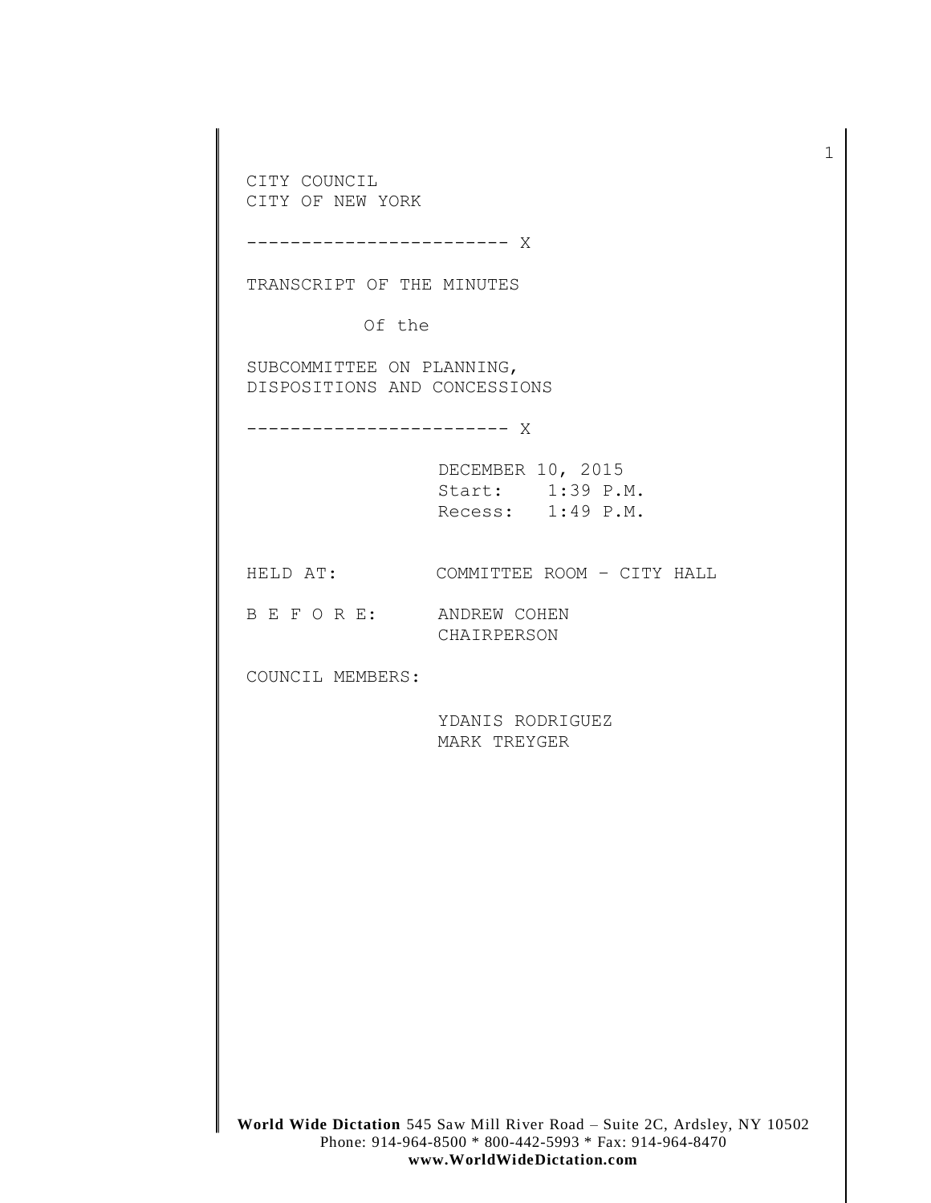CITY COUNCIL
CITY OF NEW YORK

------------------------ X

TRANSCRIPT OF THE MINUTES

Of the

SUBCOMMITTEE ON PLANNING,
DISPOSITIONS AND CONCESSIONS

------------------------ X

DECEMBER 10, 2015
Start: 1:39 P.M.
Recess: 1:49 P.M.

HELD AT: COMMITTEE ROOM – CITY HALL

B E F O R E: ANDREW COHEN
CHAIRPERSON

COUNCIL MEMBERS:

YDANIS RODRIGUEZ
MARK TREYGER

**World Wide Dictation** 545 Saw Mill River Road – Suite 2C, Ardsley, NY 10502
Phone: 914-964-8500 * 800-442-5993 * Fax: 914-964-8470
**www.WorldWideDictation.com**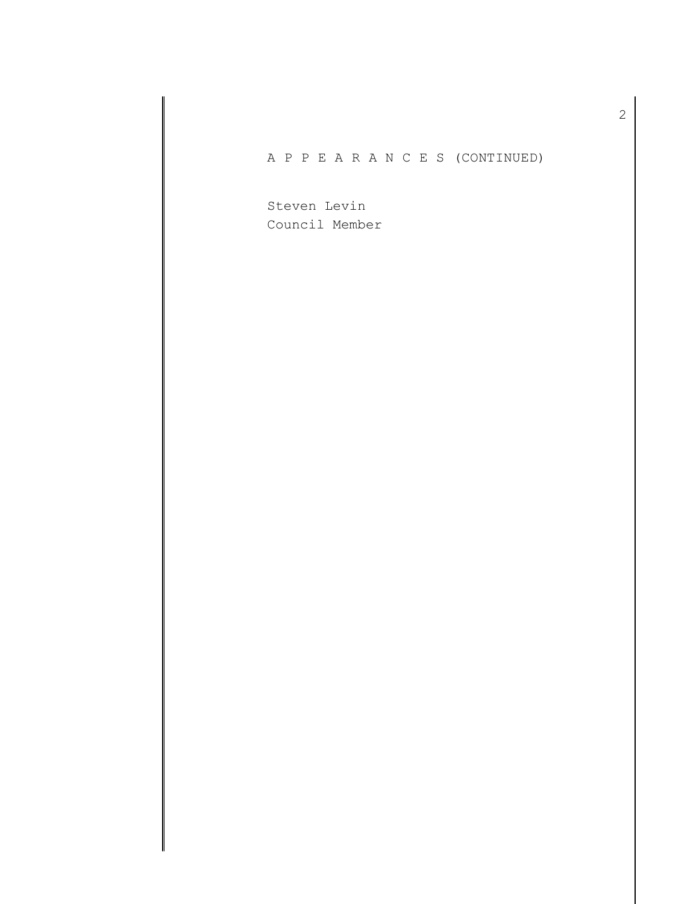A P P E A R A N C E S (CONTINUED)

Steven Levin
Council Member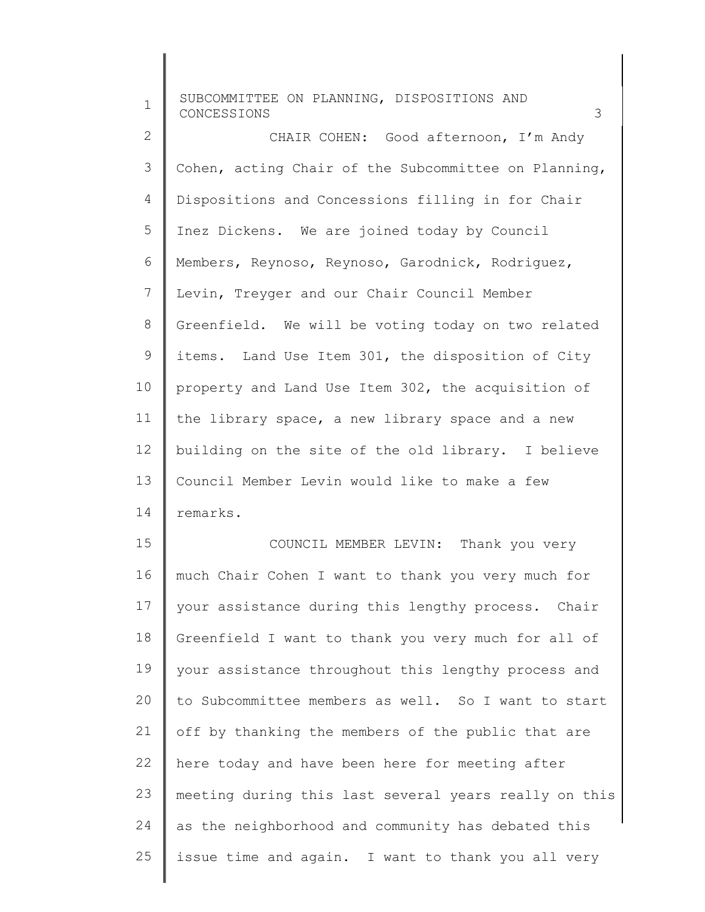CHAIR COHEN: Good afternoon, I'm Andy Cohen, acting Chair of the Subcommittee on Planning, Dispositions and Concessions filling in for Chair Inez Dickens. We are joined today by Council Members, Reynoso, Reynoso, Garodnick, Rodriguez, Levin, Treyger and our Chair Council Member Greenfield. We will be voting today on two related items. Land Use Item 301, the disposition of City property and Land Use Item 302, the acquisition of the library space, a new library space and a new building on the site of the old library. I believe Council Member Levin would like to make a few remarks.

COUNCIL MEMBER LEVIN: Thank you very much Chair Cohen I want to thank you very much for your assistance during this lengthy process. Chair Greenfield I want to thank you very much for all of your assistance throughout this lengthy process and to Subcommittee members as well. So I want to start off by thanking the members of the public that are here today and have been here for meeting after meeting during this last several years really on this as the neighborhood and community has debated this issue time and again. I want to thank you all very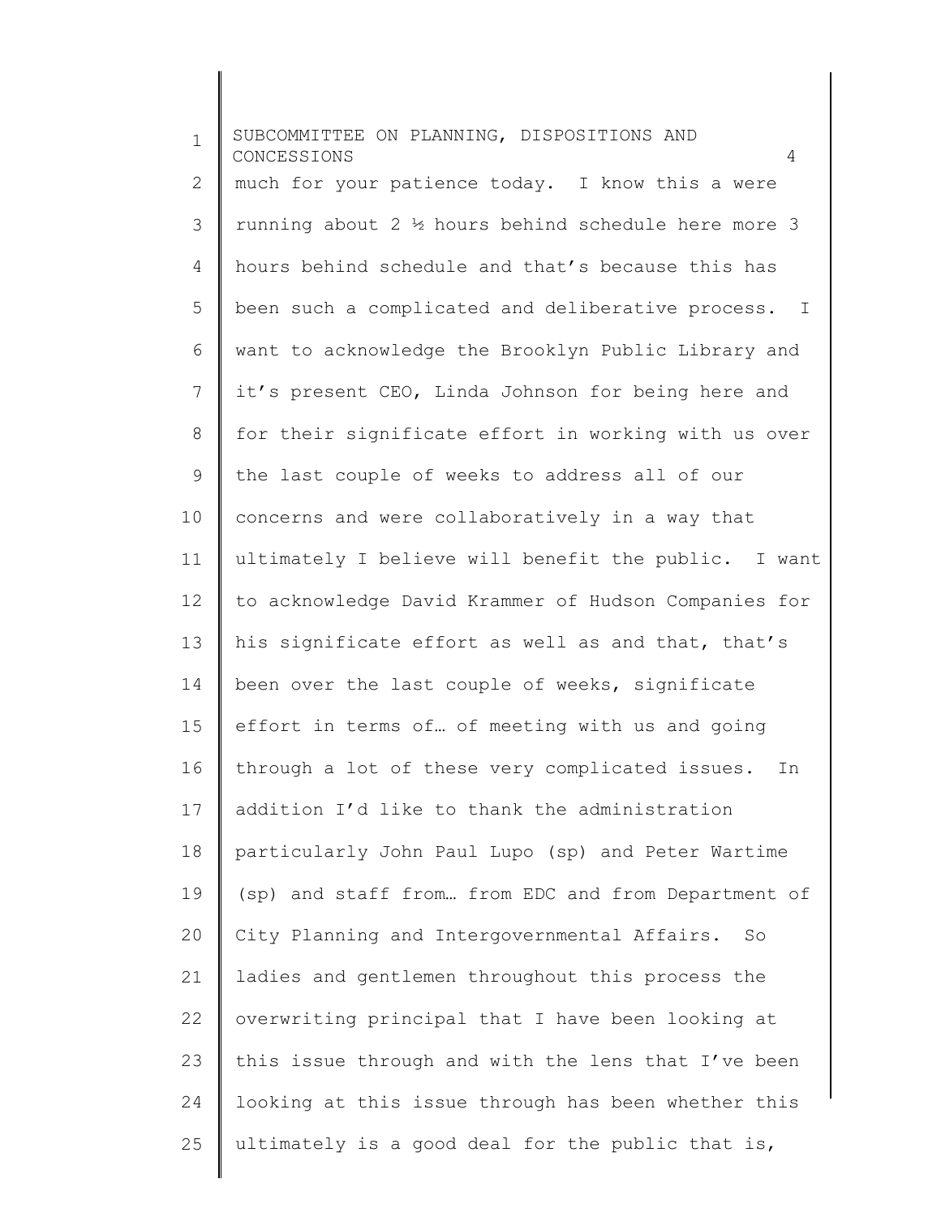much for your patience today. I know this a were running about 2 ½ hours behind schedule here more 3 hours behind schedule and that's because this has been such a complicated and deliberative process. I want to acknowledge the Brooklyn Public Library and it's present CEO, Linda Johnson for being here and for their significate effort in working with us over the last couple of weeks to address all of our concerns and were collaboratively in a way that ultimately I believe will benefit the public. I want to acknowledge David Krammer of Hudson Companies for his significate effort as well as and that, that's been over the last couple of weeks, significate effort in terms of… of meeting with us and going through a lot of these very complicated issues. In addition I'd like to thank the administration particularly John Paul Lupo (sp) and Peter Wartime (sp) and staff from… from EDC and from Department of City Planning and Intergovernmental Affairs. So ladies and gentlemen throughout this process the overwriting principal that I have been looking at this issue through and with the lens that I've been looking at this issue through has been whether this ultimately is a good deal for the public that is,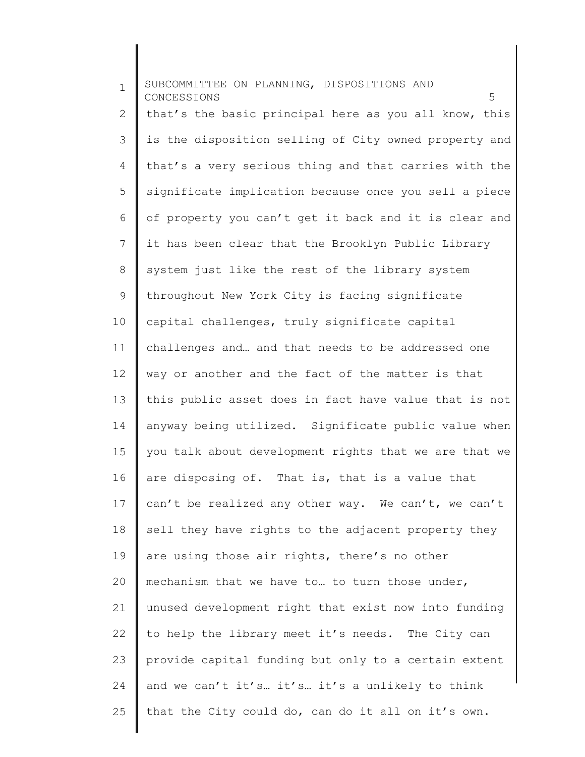that's the basic principal here as you all know, this is the disposition selling of City owned property and that's a very serious thing and that carries with the significate implication because once you sell a piece of property you can't get it back and it is clear and it has been clear that the Brooklyn Public Library system just like the rest of the library system throughout New York City is facing significate capital challenges, truly significate capital challenges and… and that needs to be addressed one way or another and the fact of the matter is that this public asset does in fact have value that is not anyway being utilized. Significate public value when you talk about development rights that we are that we are disposing of. That is, that is a value that can't be realized any other way. We can't, we can't sell they have rights to the adjacent property they are using those air rights, there's no other mechanism that we have to… to turn those under, unused development right that exist now into funding to help the library meet it's needs. The City can provide capital funding but only to a certain extent and we can't it's… it's… it's a unlikely to think that the City could do, can do it all on it's own.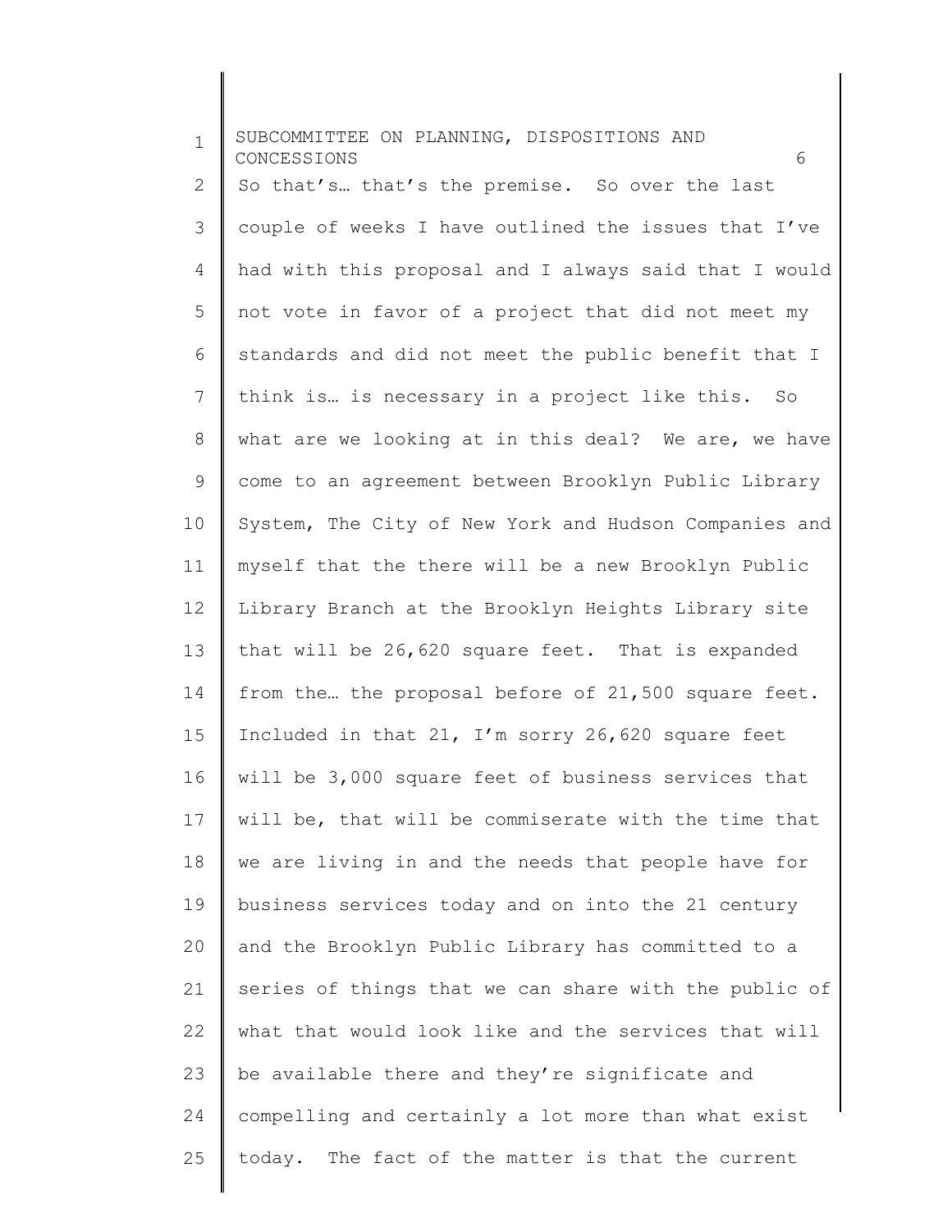So that's… that's the premise. So over the last couple of weeks I have outlined the issues that I've had with this proposal and I always said that I would not vote in favor of a project that did not meet my standards and did not meet the public benefit that I think is… is necessary in a project like this. So what are we looking at in this deal? We are, we have come to an agreement between Brooklyn Public Library System, The City of New York and Hudson Companies and myself that the there will be a new Brooklyn Public Library Branch at the Brooklyn Heights Library site that will be 26,620 square feet. That is expanded from the… the proposal before of 21,500 square feet. Included in that 21, I'm sorry 26,620 square feet will be 3,000 square feet of business services that will be, that will be commiserate with the time that we are living in and the needs that people have for business services today and on into the 21 century and the Brooklyn Public Library has committed to a series of things that we can share with the public of what that would look like and the services that will be available there and they're significate and compelling and certainly a lot more than what exist today. The fact of the matter is that the current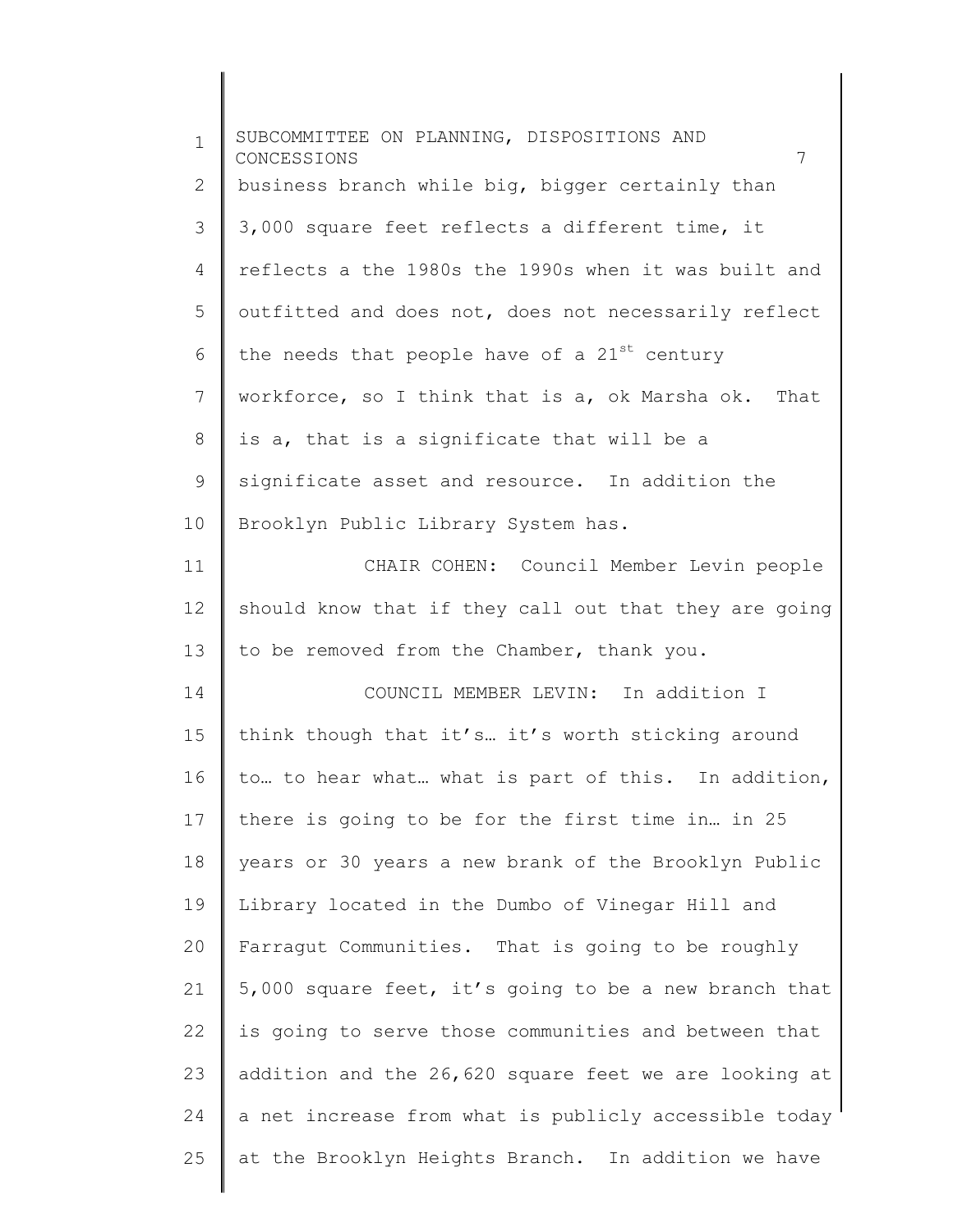business branch while big, bigger certainly than 3,000 square feet reflects a different time, it reflects a the 1980s the 1990s when it was built and outfitted and does not, does not necessarily reflect the needs that people have of a 21st century workforce, so I think that is a, ok Marsha ok. That is a, that is a significate that will be a significate asset and resource. In addition the Brooklyn Public Library System has.

CHAIR COHEN: Council Member Levin people should know that if they call out that they are going to be removed from the Chamber, thank you.

COUNCIL MEMBER LEVIN: In addition I think though that it's… it's worth sticking around to… to hear what… what is part of this. In addition, there is going to be for the first time in… in 25 years or 30 years a new brank of the Brooklyn Public Library located in the Dumbo of Vinegar Hill and Farragut Communities. That is going to be roughly 5,000 square feet, it's going to be a new branch that is going to serve those communities and between that addition and the 26,620 square feet we are looking at a net increase from what is publicly accessible today at the Brooklyn Heights Branch. In addition we have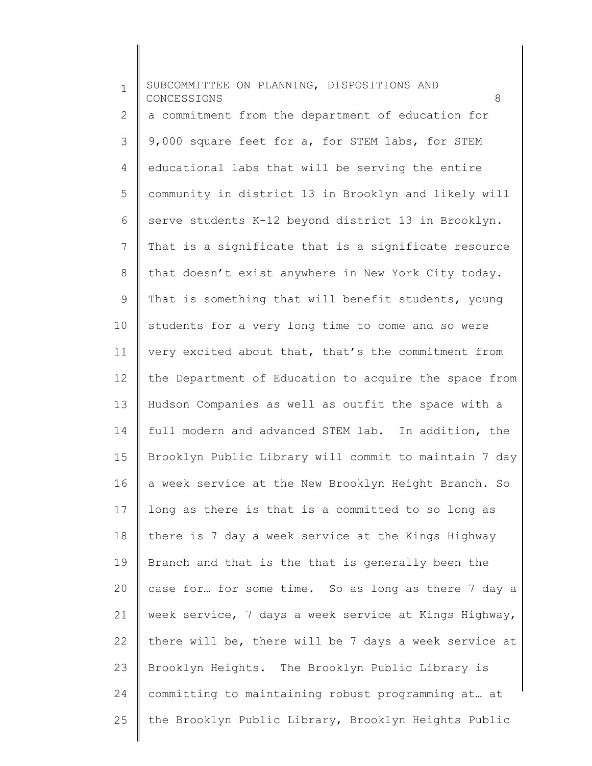a commitment from the department of education for 9,000 square feet for a, for STEM labs, for STEM educational labs that will be serving the entire community in district 13 in Brooklyn and likely will serve students K-12 beyond district 13 in Brooklyn. That is a significate that is a significate resource that doesn't exist anywhere in New York City today. That is something that will benefit students, young students for a very long time to come and so were very excited about that, that's the commitment from the Department of Education to acquire the space from Hudson Companies as well as outfit the space with a full modern and advanced STEM lab. In addition, the Brooklyn Public Library will commit to maintain 7 day a week service at the New Brooklyn Height Branch. So long as there is that is a committed to so long as there is 7 day a week service at the Kings Highway Branch and that is the that is generally been the case for… for some time. So as long as there 7 day a week service, 7 days a week service at Kings Highway, there will be, there will be 7 days a week service at Brooklyn Heights. The Brooklyn Public Library is committing to maintaining robust programming at… at the Brooklyn Public Library, Brooklyn Heights Public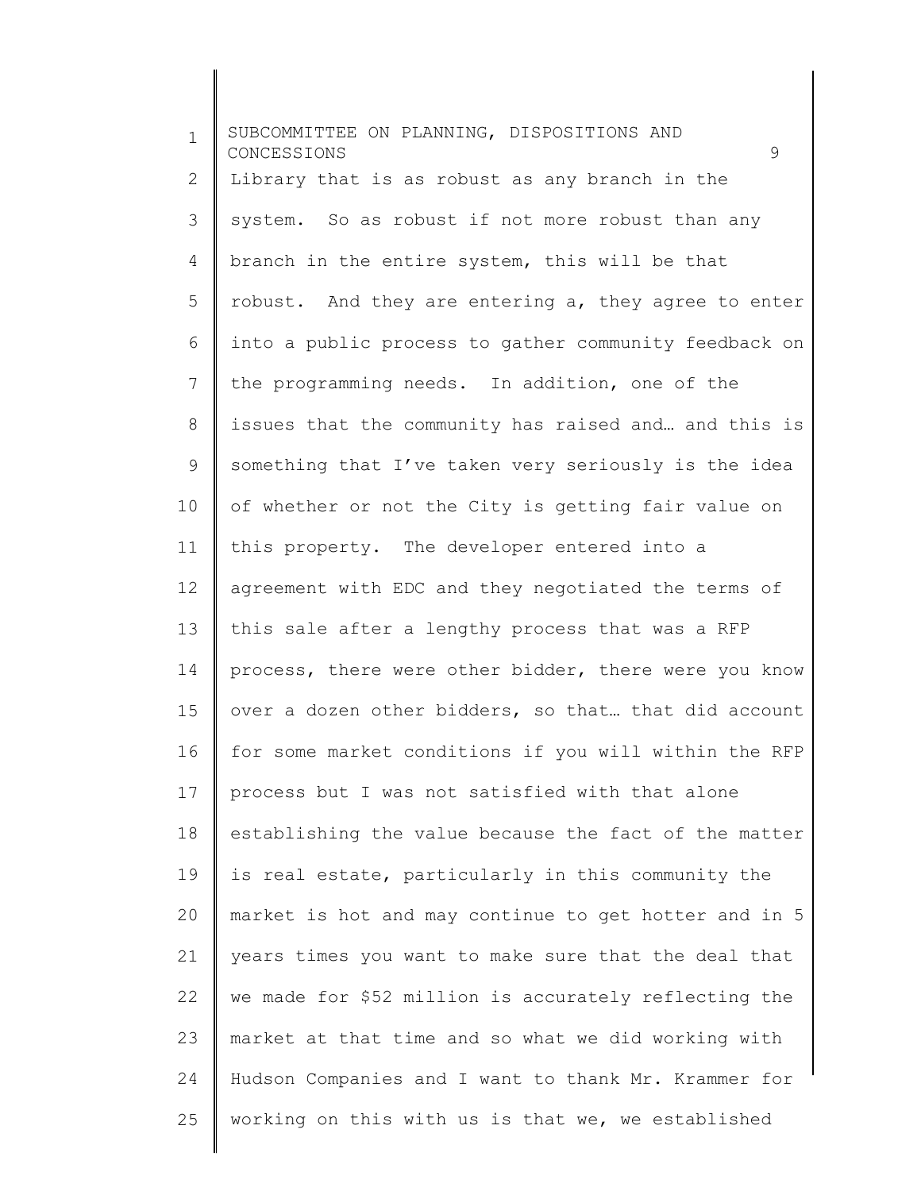Library that is as robust as any branch in the system. So as robust if not more robust than any branch in the entire system, this will be that robust. And they are entering a, they agree to enter into a public process to gather community feedback on the programming needs. In addition, one of the issues that the community has raised and… and this is something that I've taken very seriously is the idea of whether or not the City is getting fair value on this property. The developer entered into a agreement with EDC and they negotiated the terms of this sale after a lengthy process that was a RFP process, there were other bidder, there were you know over a dozen other bidders, so that… that did account for some market conditions if you will within the RFP process but I was not satisfied with that alone establishing the value because the fact of the matter is real estate, particularly in this community the market is hot and may continue to get hotter and in 5 years times you want to make sure that the deal that we made for $52 million is accurately reflecting the market at that time and so what we did working with Hudson Companies and I want to thank Mr. Krammer for working on this with us is that we, we established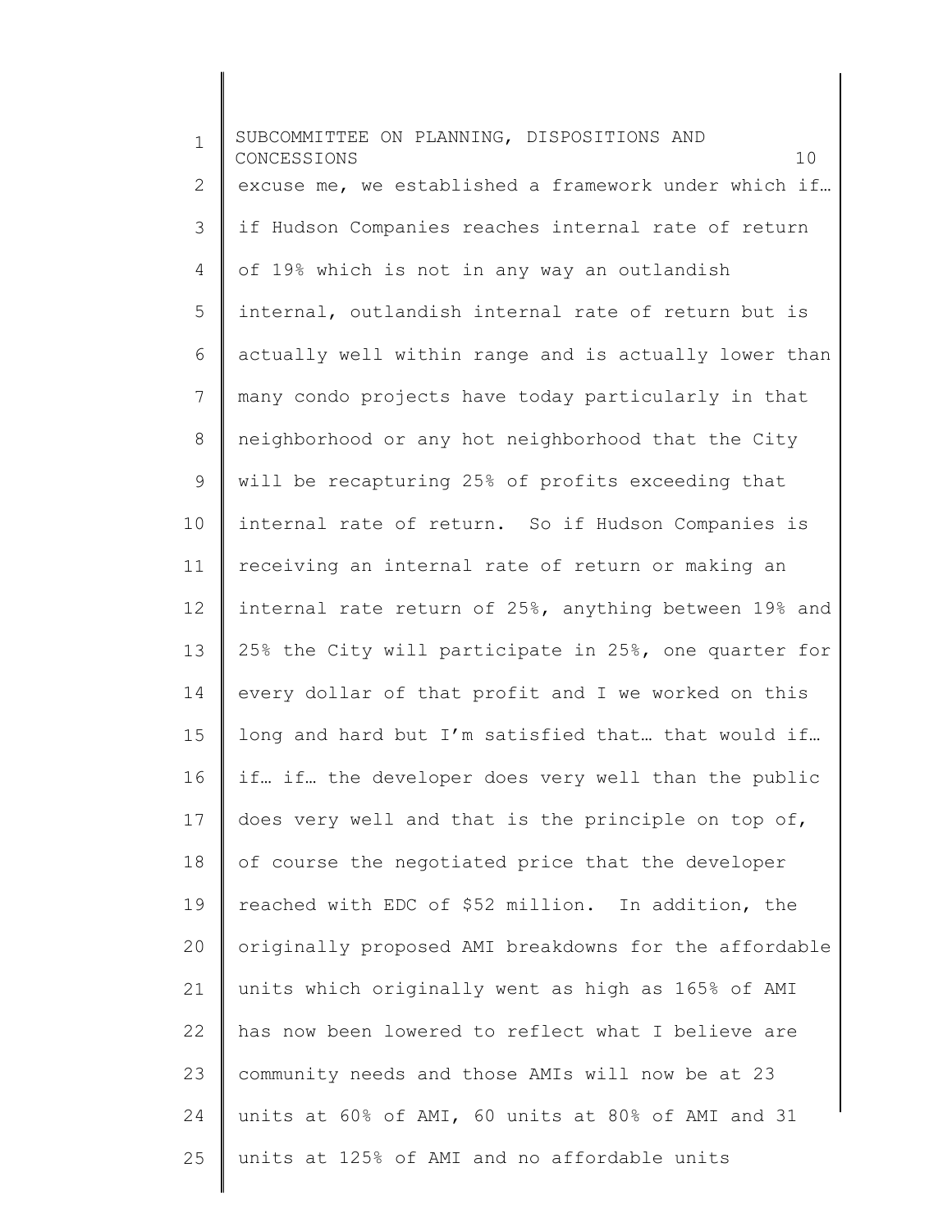excuse me, we established a framework under which if… if Hudson Companies reaches internal rate of return of 19% which is not in any way an outlandish internal, outlandish internal rate of return but is actually well within range and is actually lower than many condo projects have today particularly in that neighborhood or any hot neighborhood that the City will be recapturing 25% of profits exceeding that internal rate of return. So if Hudson Companies is receiving an internal rate of return or making an internal rate return of 25%, anything between 19% and 25% the City will participate in 25%, one quarter for every dollar of that profit and I we worked on this long and hard but I'm satisfied that… that would if… if… if… the developer does very well than the public does very well and that is the principle on top of, of course the negotiated price that the developer reached with EDC of $52 million. In addition, the originally proposed AMI breakdowns for the affordable units which originally went as high as 165% of AMI has now been lowered to reflect what I believe are community needs and those AMIs will now be at 23 units at 60% of AMI, 60 units at 80% of AMI and 31 units at 125% of AMI and no affordable units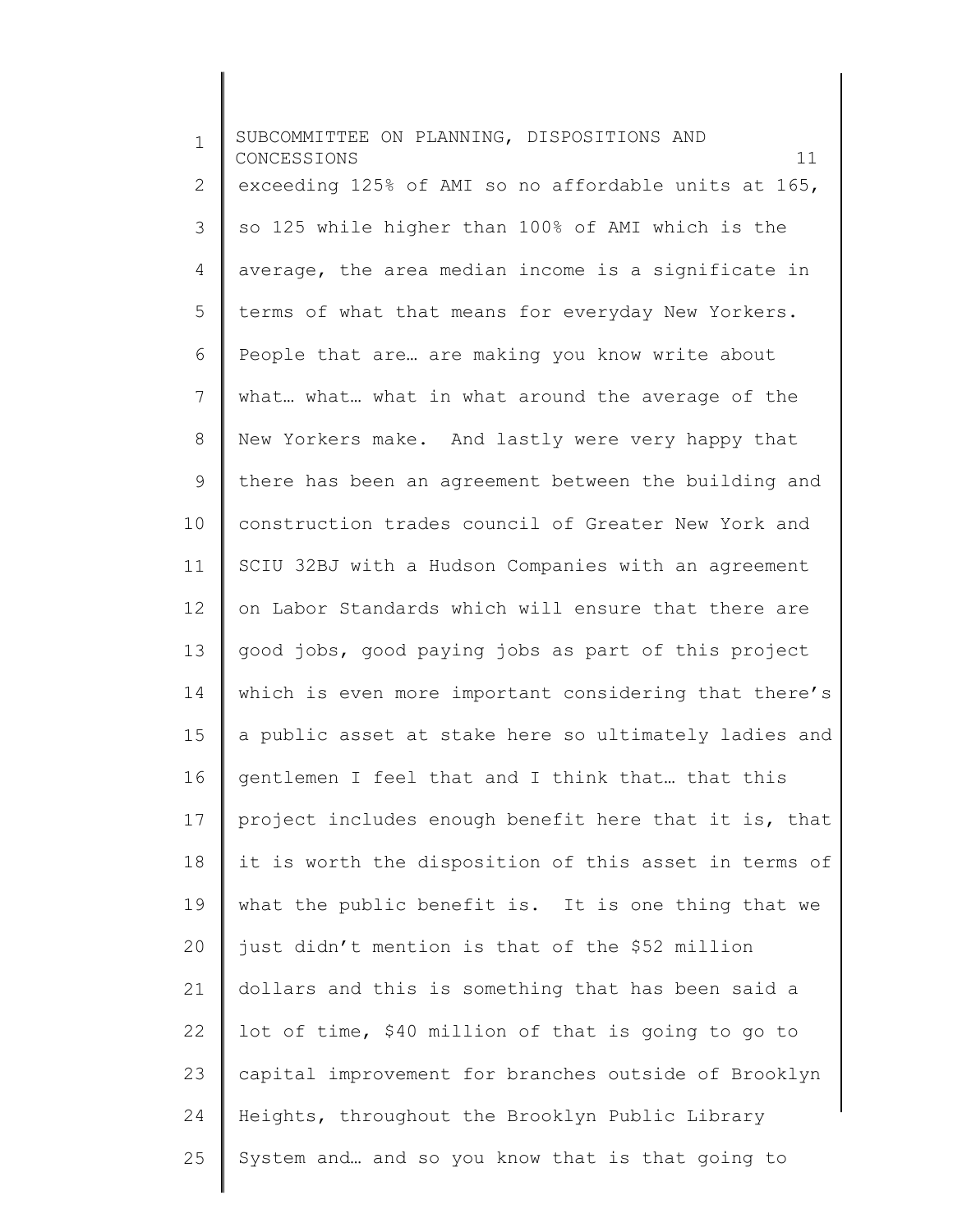exceeding 125% of AMI so no affordable units at 165, so 125 while higher than 100% of AMI which is the average, the area median income is a significate in terms of what that means for everyday New Yorkers. People that are… are making you know write about what… what… what in what around the average of the New Yorkers make. And lastly were very happy that there has been an agreement between the building and construction trades council of Greater New York and SCIU 32BJ with a Hudson Companies with an agreement on Labor Standards which will ensure that there are good jobs, good paying jobs as part of this project which is even more important considering that there's a public asset at stake here so ultimately ladies and gentlemen I feel that and I think that… that this project includes enough benefit here that it is, that it is worth the disposition of this asset in terms of what the public benefit is. It is one thing that we just didn't mention is that of the $52 million dollars and this is something that has been said a lot of time, $40 million of that is going to go to capital improvement for branches outside of Brooklyn Heights, throughout the Brooklyn Public Library System and… and so you know that is that going to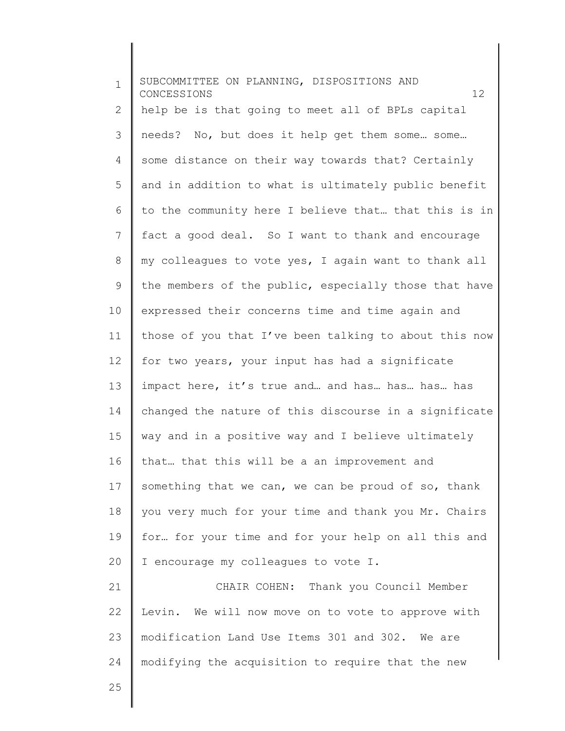help be is that going to meet all of BPLs capital needs? No, but does it help get them some… some… some distance on their way towards that? Certainly and in addition to what is ultimately public benefit to the community here I believe that… that this is in fact a good deal. So I want to thank and encourage my colleagues to vote yes, I again want to thank all the members of the public, especially those that have expressed their concerns time and time again and those of you that I've been talking to about this now for two years, your input has had a significate impact here, it's true and… and has… has… has… has changed the nature of this discourse in a significate way and in a positive way and I believe ultimately that… that this will be a an improvement and something that we can, we can be proud of so, thank you very much for your time and thank you Mr. Chairs for… for your time and for your help on all this and I encourage my colleagues to vote I.

CHAIR COHEN: Thank you Council Member Levin. We will now move on to vote to approve with modification Land Use Items 301 and 302. We are modifying the acquisition to require that the new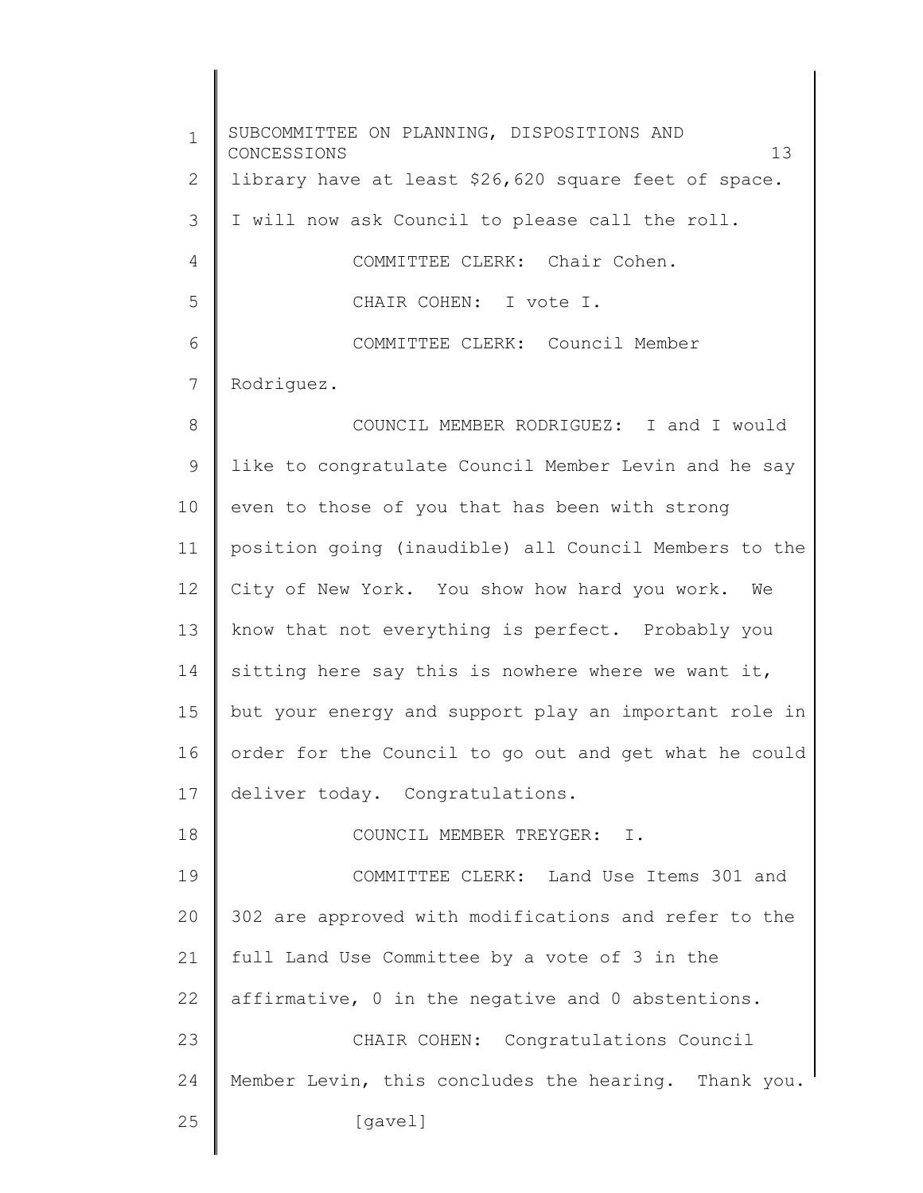library have at least $26,620 square feet of space. I will now ask Council to please call the roll.

COMMITTEE CLERK: Chair Cohen.

CHAIR COHEN: I vote I.

COMMITTEE CLERK: Council Member Rodriguez.

COUNCIL MEMBER RODRIGUEZ: I and I would like to congratulate Council Member Levin and he say even to those of you that has been with strong position going (inaudible) all Council Members to the City of New York. You show how hard you work. We know that not everything is perfect. Probably you sitting here say this is nowhere where we want it, but your energy and support play an important role in order for the Council to go out and get what he could deliver today. Congratulations.

COUNCIL MEMBER TREYGER: I.

COMMITTEE CLERK: Land Use Items 301 and 302 are approved with modifications and refer to the full Land Use Committee by a vote of 3 in the affirmative, 0 in the negative and 0 abstentions.

CHAIR COHEN: Congratulations Council Member Levin, this concludes the hearing. Thank you.

[gavel]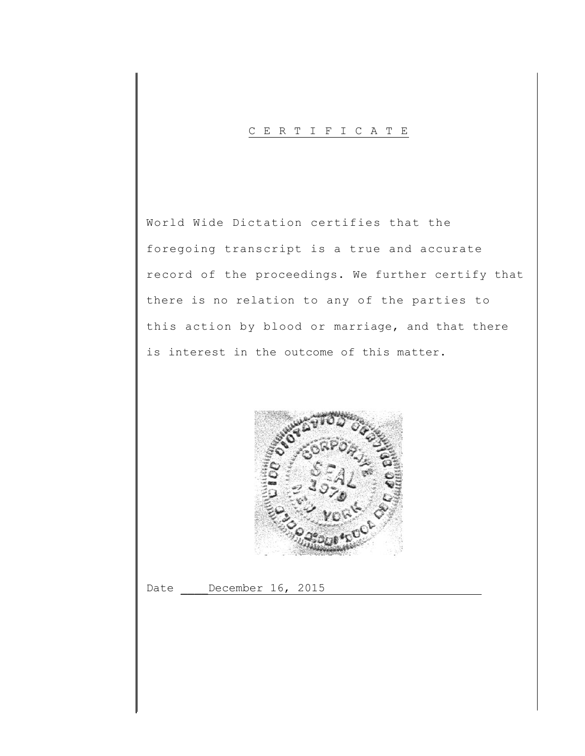C E R T I F I C A T E

World Wide Dictation certifies that the foregoing transcript is a true and accurate record of the proceedings. We further certify that there is no relation to any of the parties to this action by blood or marriage, and that there is interest in the outcome of this matter.

Date December 16, 2015